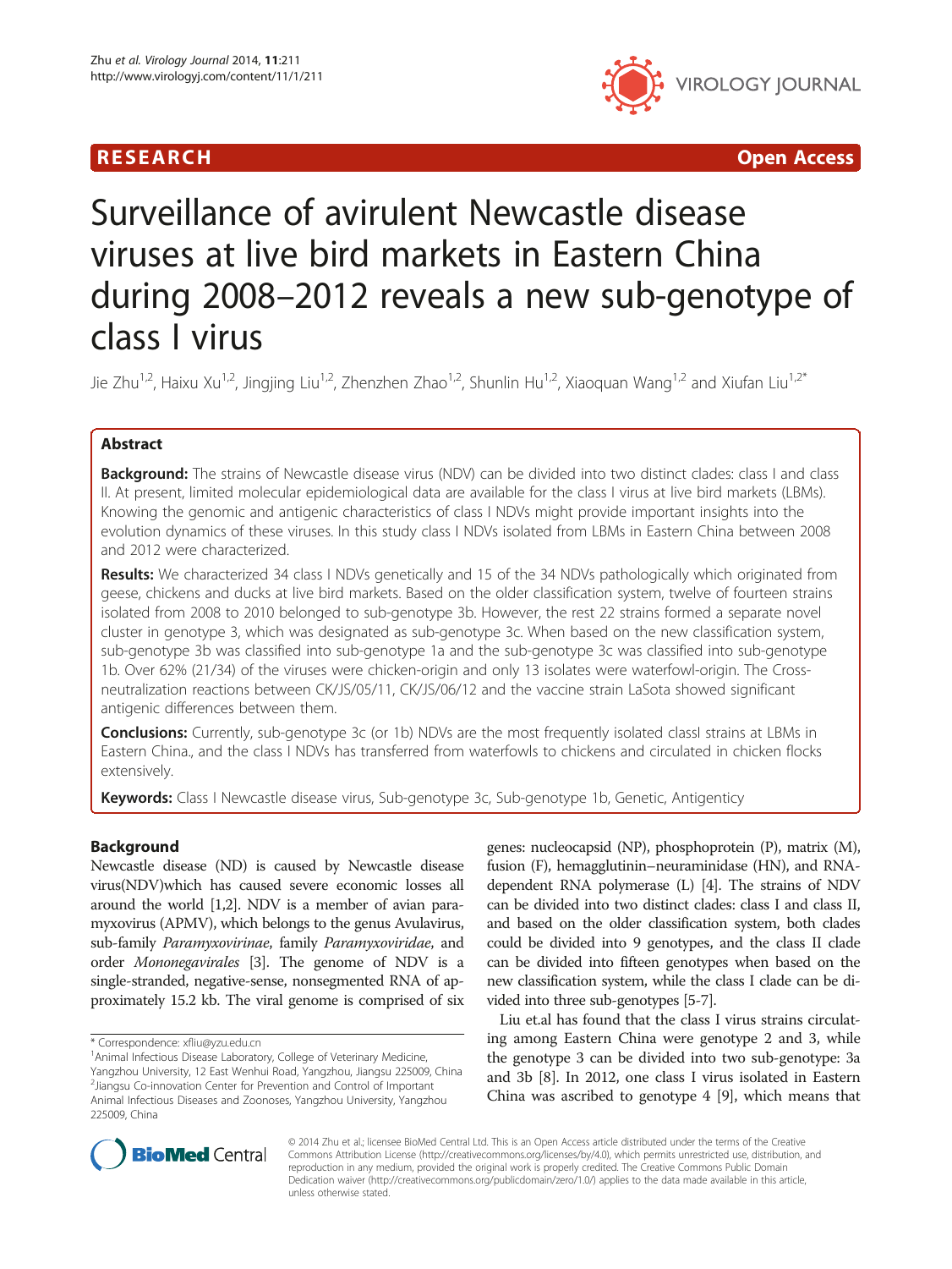RESEARCH Open Access

# Surveillance of avirulent Newcastle disease viruses at live bird markets in Eastern China during 2008–2012 reveals a new sub-genotype of class I virus

Jie Zhu[1,2], Haixu Xu[1,2], Jingjing Liu[1,2], Zhenzhen Zhao[1,2], Shunlin Hu[1,2], Xiaoquan Wang[1,2] and Xiufan Liu[1,2*]

## Abstract

**Background:** The strains of Newcastle disease virus (NDV) can be divided into two distinct clades: class I and class II. At present, limited molecular epidemiological data are available for the class I virus at live bird markets (LBMs). Knowing the genomic and antigenic characteristics of class I NDVs might provide important insights into the evolution dynamics of these viruses. In this study class I NDVs isolated from LBMs in Eastern China between 2008 and 2012 were characterized.

**Results:** We characterized 34 class I NDVs genetically and 15 of the 34 NDVs pathologically which originated from geese, chickens and ducks at live bird markets. Based on the older classification system, twelve of fourteen strains isolated from 2008 to 2010 belonged to sub-genotype 3b. However, the rest 22 strains formed a separate novel cluster in genotype 3, which was designated as sub-genotype 3c. When based on the new classification system, sub-genotype 3b was classified into sub-genotype 1a and the sub-genotype 3c was classified into sub-genotype 1b. Over 62% (21/34) of the viruses were chicken-origin and only 13 isolates were waterfowl-origin. The Cross-neutralization reactions between CK/JS/05/11, CK/JS/06/12 and the vaccine strain LaSota showed significant antigenic differences between them.

**Conclusions:** Currently, sub-genotype 3c (or 1b) NDVs are the most frequently isolated classI strains at LBMs in Eastern China., and the class I NDVs has transferred from waterfowls to chickens and circulated in chicken flocks extensively.

**Keywords:** Class I Newcastle disease virus, Sub-genotype 3c, Sub-genotype 1b, Genetic, Antigenticy

## Background

Newcastle disease (ND) is caused by Newcastle disease virus(NDV)which has caused severe economic losses all around the world [1,2]. NDV is a member of avian paramyxovirus (APMV), which belongs to the genus Avulavirus, sub-family *Paramyxovirinae*, family *Paramyxoviridae*, and order *Mononegavirales* [3]. The genome of NDV is a single-stranded, negative-sense, nonsegmented RNA of approximately 15.2 kb. The viral genome is comprised of six genes: nucleocapsid (NP), phosphoprotein (P), matrix (M), fusion (F), hemagglutinin–neuraminidase (HN), and RNA-dependent RNA polymerase (L) [4]. The strains of NDV can be divided into two distinct clades: class I and class II, and based on the older classification system, both clades could be divided into 9 genotypes, and the class II clade can be divided into fifteen genotypes when based on the new classification system, while the class I clade can be divided into three sub-genotypes [5-7].

Liu et.al has found that the class I virus strains circulating among Eastern China were genotype 2 and 3, while the genotype 3 can be divided into two sub-genotype: 3a and 3b [8]. In 2012, one class I virus isolated in Eastern China was ascribed to genotype 4 [9], which means that

\* Correspondence: xfliu@yzu.edu.cn
[1]Animal Infectious Disease Laboratory, College of Veterinary Medicine, Yangzhou University, 12 East Wenhui Road, Yangzhou, Jiangsu 225009, China
[2]Jiangsu Co-innovation Center for Prevention and Control of Important Animal Infectious Diseases and Zoonoses, Yangzhou University, Yangzhou 225009, China

© 2014 Zhu et al.; licensee BioMed Central Ltd. This is an Open Access article distributed under the terms of the Creative Commons Attribution License (http://creativecommons.org/licenses/by/4.0), which permits unrestricted use, distribution, and reproduction in any medium, provided the original work is properly credited. The Creative Commons Public Domain Dedication waiver (http://creativecommons.org/publicdomain/zero/1.0/) applies to the data made available in this article, unless otherwise stated.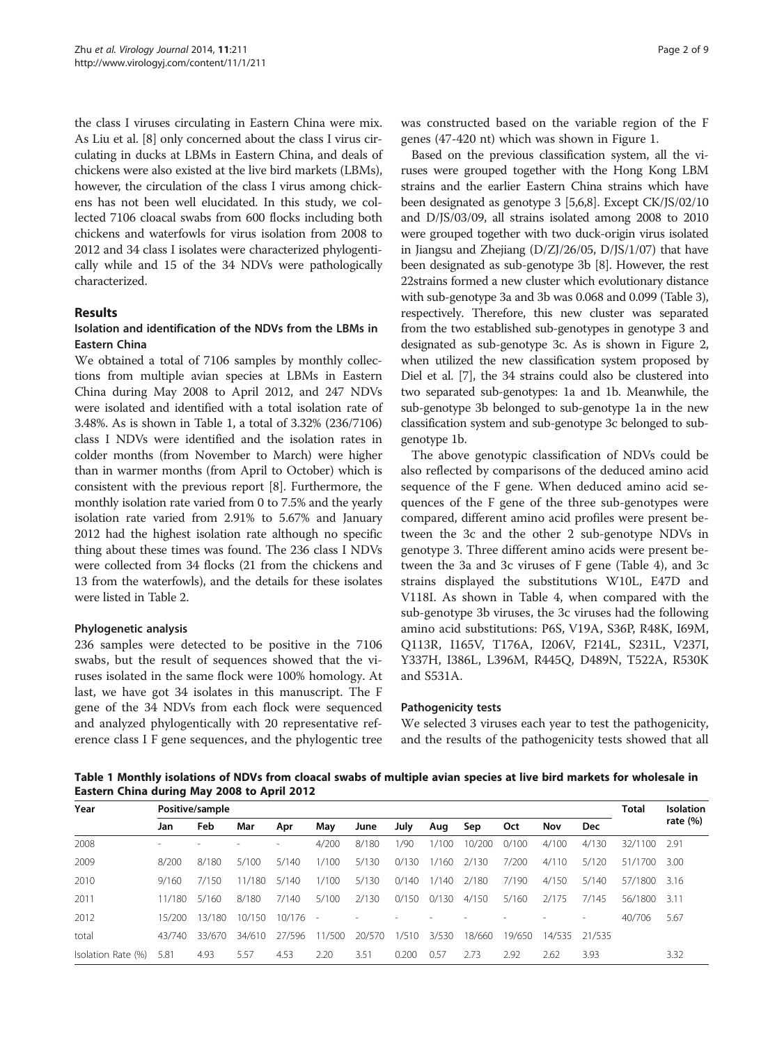the class I viruses circulating in Eastern China were mix. As Liu et al. [8] only concerned about the class I virus circulating in ducks at LBMs in Eastern China, and deals of chickens were also existed at the live bird markets (LBMs), however, the circulation of the class I virus among chickens has not been well elucidated. In this study, we collected 7106 cloacal swabs from 600 flocks including both chickens and waterfowls for virus isolation from 2008 to 2012 and 34 class I isolates were characterized phylogentically while and 15 of the 34 NDVs were pathologically characterized.

## Results

### Isolation and identification of the NDVs from the LBMs in Eastern China

We obtained a total of 7106 samples by monthly collections from multiple avian species at LBMs in Eastern China during May 2008 to April 2012, and 247 NDVs were isolated and identified with a total isolation rate of 3.48%. As is shown in Table 1, a total of 3.32% (236/7106) class I NDVs were identified and the isolation rates in colder months (from November to March) were higher than in warmer months (from April to October) which is consistent with the previous report [8]. Furthermore, the monthly isolation rate varied from 0 to 7.5% and the yearly isolation rate varied from 2.91% to 5.67% and January 2012 had the highest isolation rate although no specific thing about these times was found. The 236 class I NDVs were collected from 34 flocks (21 from the chickens and 13 from the waterfowls), and the details for these isolates were listed in Table 2.

### Phylogenetic analysis

236 samples were detected to be positive in the 7106 swabs, but the result of sequences showed that the viruses isolated in the same flock were 100% homology. At last, we have got 34 isolates in this manuscript. The F gene of the 34 NDVs from each flock were sequenced and analyzed phylogentically with 20 representative reference class I F gene sequences, and the phylogentic tree was constructed based on the variable region of the F genes (47-420 nt) which was shown in Figure 1.

Based on the previous classification system, all the viruses were grouped together with the Hong Kong LBM strains and the earlier Eastern China strains which have been designated as genotype 3 [5,6,8]. Except CK/JS/02/10 and D/JS/03/09, all strains isolated among 2008 to 2010 were grouped together with two duck-origin virus isolated in Jiangsu and Zhejiang (D/ZJ/26/05, D/JS/1/07) that have been designated as sub-genotype 3b [8]. However, the rest 22strains formed a new cluster which evolutionary distance with sub-genotype 3a and 3b was 0.068 and 0.099 (Table 3), respectively. Therefore, this new cluster was separated from the two established sub-genotypes in genotype 3 and designated as sub-genotype 3c. As is shown in Figure 2, when utilized the new classification system proposed by Diel et al. [7], the 34 strains could also be clustered into two separated sub-genotypes: 1a and 1b. Meanwhile, the sub-genotype 3b belonged to sub-genotype 1a in the new classification system and sub-genotype 3c belonged to sub-genotype 1b.

The above genotypic classification of NDVs could be also reflected by comparisons of the deduced amino acid sequence of the F gene. When deduced amino acid sequences of the F gene of the three sub-genotypes were compared, different amino acid profiles were present between the 3c and the other 2 sub-genotype NDVs in genotype 3. Three different amino acids were present between the 3a and 3c viruses of F gene (Table 4), and 3c strains displayed the substitutions W10L, E47D and V118I. As shown in Table 4, when compared with the sub-genotype 3b viruses, the 3c viruses had the following amino acid substitutions: P6S, V19A, S36P, R48K, I69M, Q113R, I165V, T176A, I206V, F214L, S231L, V237I, Y337H, I386L, L396M, R445Q, D489N, T522A, R530K and S531A.

### Pathogenicity tests

We selected 3 viruses each year to test the pathogenicity, and the results of the pathogenicity tests showed that all

**Table 1 Monthly isolations of NDVs from cloacal swabs of multiple avian species at live bird markets for wholesale in Eastern China during May 2008 to April 2012**

| Year | Positive/sample | | | | | | | | | | | | Total | Isolation rate (%) |
|---|---|---|---|---|---|---|---|---|---|---|---|---|---|---|
| | Jan | Feb | Mar | Apr | May | June | July | Aug | Sep | Oct | Nov | Dec | | |
| 2008 | - | - | - | - | 4/200 | 8/180 | 1/90 | 1/100 | 10/200 | 0/100 | 4/100 | 4/130 | 32/1100 | 2.91 |
| 2009 | 8/200 | 8/180 | 5/100 | 5/140 | 1/100 | 5/130 | 0/130 | 1/160 | 2/130 | 7/200 | 4/110 | 5/120 | 51/1700 | 3.00 |
| 2010 | 9/160 | 7/150 | 11/180 | 5/140 | 1/100 | 5/130 | 0/140 | 1/140 | 2/180 | 7/190 | 4/150 | 5/140 | 57/1800 | 3.16 |
| 2011 | 11/180 | 5/160 | 8/180 | 7/140 | 5/100 | 2/130 | 0/150 | 0/130 | 4/150 | 5/160 | 2/175 | 7/145 | 56/1800 | 3.11 |
| 2012 | 15/200 | 13/180 | 10/150 | 10/176 | - | - | - | - | - | - | - | - | 40/706 | 5.67 |
| total | 43/740 | 33/670 | 34/610 | 27/596 | 11/500 | 20/570 | 1/510 | 3/530 | 18/660 | 19/650 | 14/535 | 21/535 | | |
| Isolation Rate (%) | 5.81 | 4.93 | 5.57 | 4.53 | 2.20 | 3.51 | 0.200 | 0.57 | 2.73 | 2.92 | 2.62 | 3.93 | | 3.32 |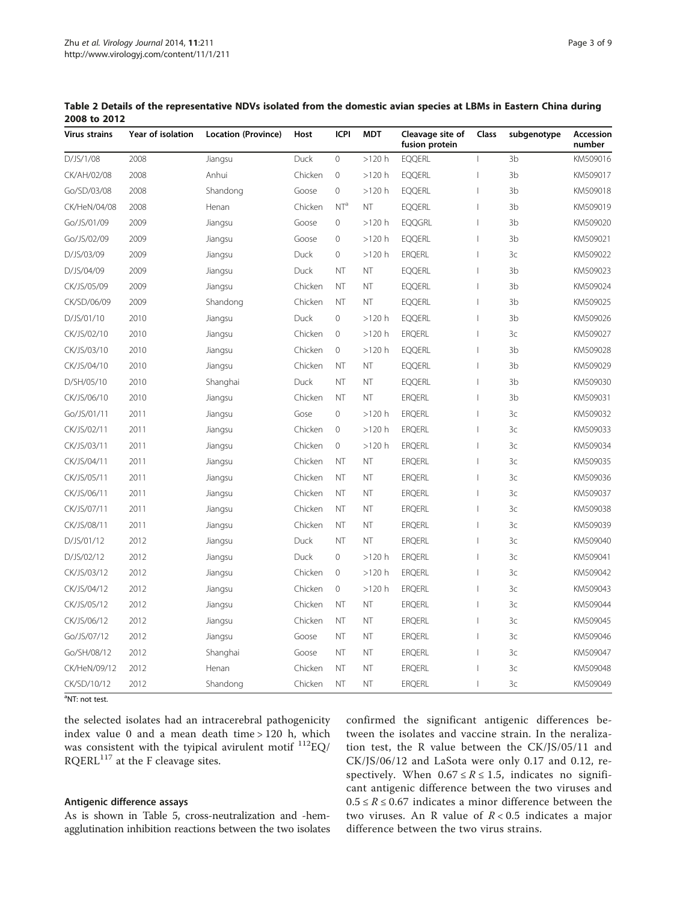**Table 2 Details of the representative NDVs isolated from the domestic avian species at LBMs in Eastern China during 2008 to 2012**

| Virus strains | Year of isolation | Location (Province) | Host | ICPI | MDT | Cleavage site of fusion protein | Class | subgenotype | Accession number |
|---|---|---|---|---|---|---|---|---|---|
| D/JS/1/08 | 2008 | Jiangsu | Duck | 0 | >120 h | EQQERL | I | 3b | KM509016 |
| CK/AH/02/08 | 2008 | Anhui | Chicken | 0 | >120 h | EQQERL | I | 3b | KM509017 |
| Go/SD/03/08 | 2008 | Shandong | Goose | 0 | >120 h | EQQERL | I | 3b | KM509018 |
| CK/HeN/04/08 | 2008 | Henan | Chicken | NT[a] | NT | EQQERL | I | 3b | KM509019 |
| Go/JS/01/09 | 2009 | Jiangsu | Goose | 0 | >120 h | EQQGRL | I | 3b | KM509020 |
| Go/JS/02/09 | 2009 | Jiangsu | Goose | 0 | >120 h | EQQERL | I | 3b | KM509021 |
| D/JS/03/09 | 2009 | Jiangsu | Duck | 0 | >120 h | ERQERL | I | 3c | KM509022 |
| D/JS/04/09 | 2009 | Jiangsu | Duck | NT | NT | EQQERL | I | 3b | KM509023 |
| CK/JS/05/09 | 2009 | Jiangsu | Chicken | NT | NT | EQQERL | I | 3b | KM509024 |
| CK/SD/06/09 | 2009 | Shandong | Chicken | NT | NT | EQQERL | I | 3b | KM509025 |
| D/JS/01/10 | 2010 | Jiangsu | Duck | 0 | >120 h | EQQERL | I | 3b | KM509026 |
| CK/JS/02/10 | 2010 | Jiangsu | Chicken | 0 | >120 h | ERQERL | I | 3c | KM509027 |
| CK/JS/03/10 | 2010 | Jiangsu | Chicken | 0 | >120 h | EQQERL | I | 3b | KM509028 |
| CK/JS/04/10 | 2010 | Jiangsu | Chicken | NT | NT | EQQERL | I | 3b | KM509029 |
| D/SH/05/10 | 2010 | Shanghai | Duck | NT | NT | EQQERL | I | 3b | KM509030 |
| CK/JS/06/10 | 2010 | Jiangsu | Chicken | NT | NT | ERQERL | I | 3b | KM509031 |
| Go/JS/01/11 | 2011 | Jiangsu | Gose | 0 | >120 h | ERQERL | I | 3c | KM509032 |
| CK/JS/02/11 | 2011 | Jiangsu | Chicken | 0 | >120 h | ERQERL | I | 3c | KM509033 |
| CK/JS/03/11 | 2011 | Jiangsu | Chicken | 0 | >120 h | ERQERL | I | 3c | KM509034 |
| CK/JS/04/11 | 2011 | Jiangsu | Chicken | NT | NT | ERQERL | I | 3c | KM509035 |
| CK/JS/05/11 | 2011 | Jiangsu | Chicken | NT | NT | ERQERL | I | 3c | KM509036 |
| CK/JS/06/11 | 2011 | Jiangsu | Chicken | NT | NT | ERQERL | I | 3c | KM509037 |
| CK/JS/07/11 | 2011 | Jiangsu | Chicken | NT | NT | ERQERL | I | 3c | KM509038 |
| CK/JS/08/11 | 2011 | Jiangsu | Chicken | NT | NT | ERQERL | I | 3c | KM509039 |
| D/JS/01/12 | 2012 | Jiangsu | Duck | NT | NT | ERQERL | I | 3c | KM509040 |
| D/JS/02/12 | 2012 | Jiangsu | Duck | 0 | >120 h | ERQERL | I | 3c | KM509041 |
| CK/JS/03/12 | 2012 | Jiangsu | Chicken | 0 | >120 h | ERQERL | I | 3c | KM509042 |
| CK/JS/04/12 | 2012 | Jiangsu | Chicken | 0 | >120 h | ERQERL | I | 3c | KM509043 |
| CK/JS/05/12 | 2012 | Jiangsu | Chicken | NT | NT | ERQERL | I | 3c | KM509044 |
| CK/JS/06/12 | 2012 | Jiangsu | Chicken | NT | NT | ERQERL | I | 3c | KM509045 |
| Go/JS/07/12 | 2012 | Jiangsu | Goose | NT | NT | ERQERL | I | 3c | KM509046 |
| Go/SH/08/12 | 2012 | Shanghai | Goose | NT | NT | ERQERL | I | 3c | KM509047 |
| CK/HeN/09/12 | 2012 | Henan | Chicken | NT | NT | ERQERL | I | 3c | KM509048 |
| CK/SD/10/12 | 2012 | Shandong | Chicken | NT | NT | ERQERL | I | 3c | KM509049 |

[a]NT: not test.

the selected isolates had an intracerebral pathogenicity index value 0 and a mean death time > 120 h, which was consistent with the tyipical avirulent motif $^{112}$EQ/RQERL$^{117}$ at the F cleavage sites.

### Antigenic difference assays

As is shown in Table 5, cross-neutralization and -hemagglutination inhibition reactions between the two isolates confirmed the significant antigenic differences between the isolates and vaccine strain. In the neralization test, the R value between the CK/JS/05/11 and CK/JS/06/12 and LaSota were only 0.17 and 0.12, respectively. When $0.67 \le R \le 1.5$, indicates no significant antigenic difference between the two viruses and $0.5 \le R \le 0.67$ indicates a minor difference between the two viruses. An R value of $R < 0.5$ indicates a major difference between the two virus strains.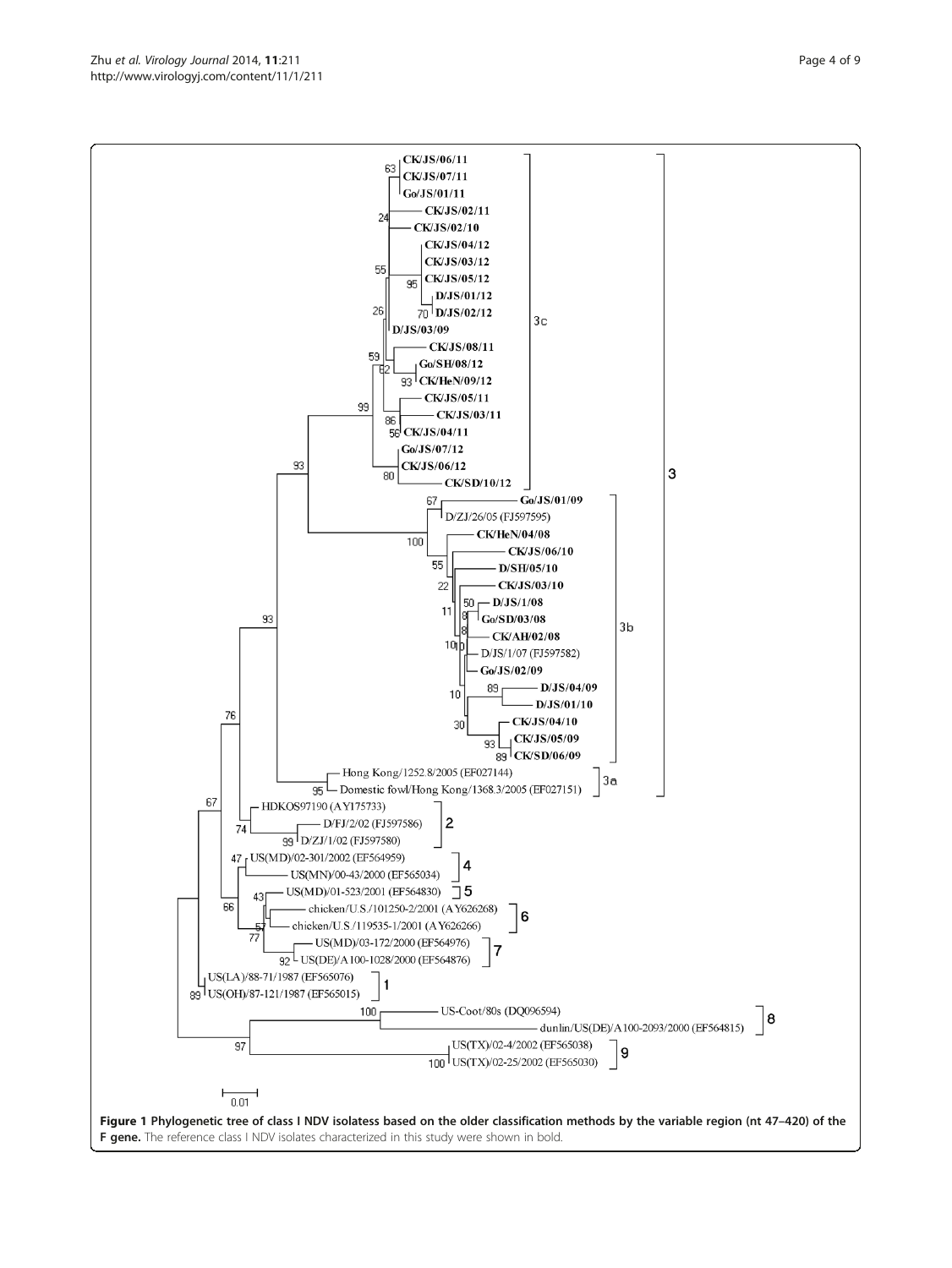**Figure 1 Phylogenetic tree of class I NDV isolatess based on the older classification methods by the variable region (nt 47–420) of the F gene.** The reference class I NDV isolates characterized in this study were shown in bold.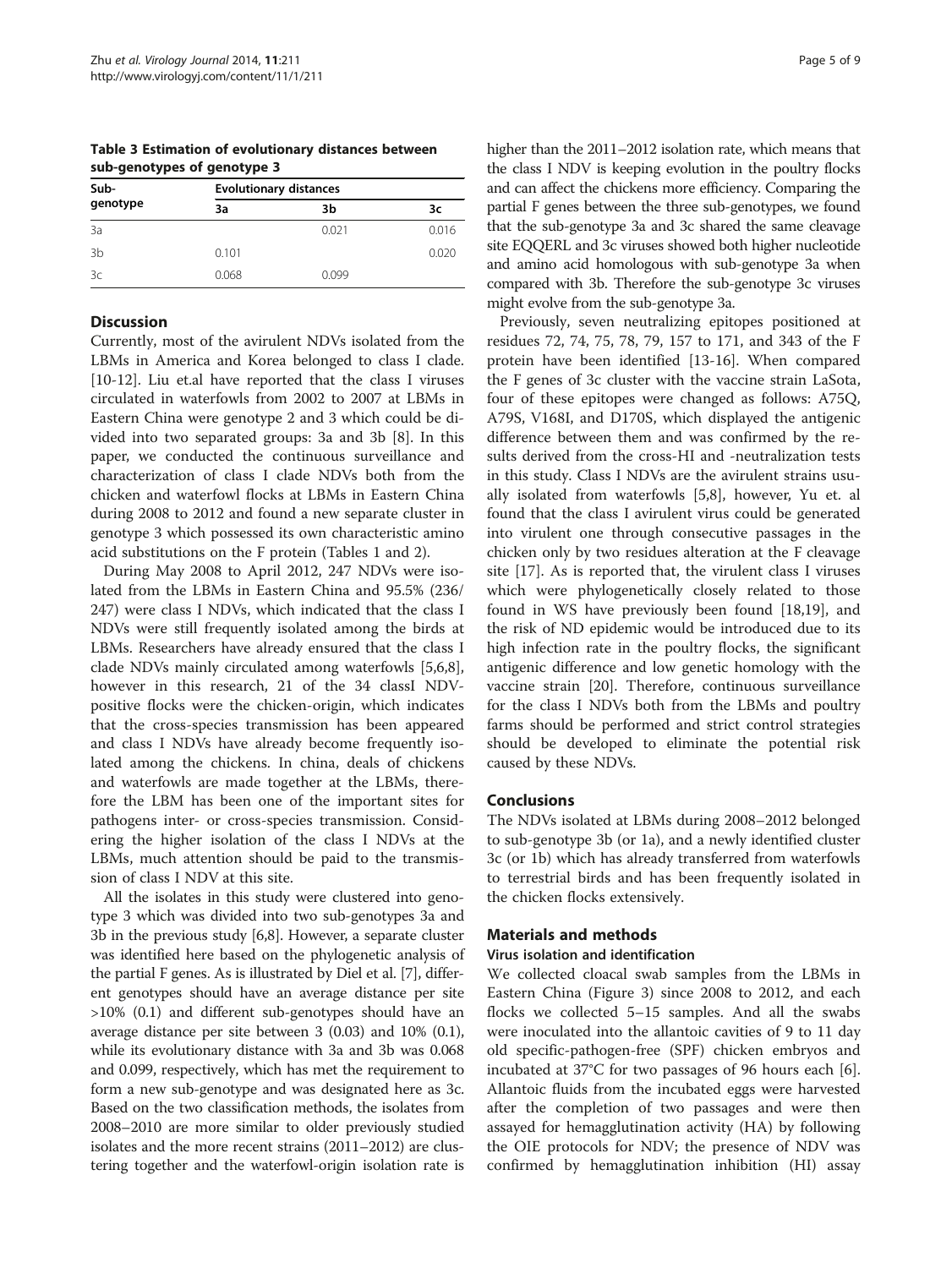**Table 3 Estimation of evolutionary distances between sub-genotypes of genotype 3**

| Sub-genotype | Evolutionary distances | | |
|---|---|---|---|
| | 3a | 3b | 3c |
| 3a | | 0.021 | 0.016 |
| 3b | 0.101 | | 0.020 |
| 3c | 0.068 | 0.099 | |

## Discussion

Currently, most of the avirulent NDVs isolated from the LBMs in America and Korea belonged to class I clade. [10-12]. Liu et.al have reported that the class I viruses circulated in waterfowls from 2002 to 2007 at LBMs in Eastern China were genotype 2 and 3 which could be divided into two separated groups: 3a and 3b [8]. In this paper, we conducted the continuous surveillance and characterization of class I clade NDVs both from the chicken and waterfowl flocks at LBMs in Eastern China during 2008 to 2012 and found a new separate cluster in genotype 3 which possessed its own characteristic amino acid substitutions on the F protein (Tables 1 and 2).

During May 2008 to April 2012, 247 NDVs were isolated from the LBMs in Eastern China and 95.5% (236/247) were class I NDVs, which indicated that the class I NDVs were still frequently isolated among the birds at LBMs. Researchers have already ensured that the class I clade NDVs mainly circulated among waterfowls [5,6,8], however in this research, 21 of the 34 classI NDV-positive flocks were the chicken-origin, which indicates that the cross-species transmission has been appeared and class I NDVs have already become frequently isolated among the chickens. In china, deals of chickens and waterfowls are made together at the LBMs, therefore the LBM has been one of the important sites for pathogens inter- or cross-species transmission. Considering the higher isolation of the class I NDVs at the LBMs, much attention should be paid to the transmission of class I NDV at this site.

All the isolates in this study were clustered into genotype 3 which was divided into two sub-genotypes 3a and 3b in the previous study [6,8]. However, a separate cluster was identified here based on the phylogenetic analysis of the partial F genes. As is illustrated by Diel et al. [7], different genotypes should have an average distance per site >10% (0.1) and different sub-genotypes should have an average distance per site between 3 (0.03) and 10% (0.1), while its evolutionary distance with 3a and 3b was 0.068 and 0.099, respectively, which has met the requirement to form a new sub-genotype and was designated here as 3c. Based on the two classification methods, the isolates from 2008–2010 are more similar to older previously studied isolates and the more recent strains (2011–2012) are clustering together and the waterfowl-origin isolation rate is higher than the 2011–2012 isolation rate, which means that the class I NDV is keeping evolution in the poultry flocks and can affect the chickens more efficiency. Comparing the partial F genes between the three sub-genotypes, we found that the sub-genotype 3a and 3c shared the same cleavage site EQQERL and 3c viruses showed both higher nucleotide and amino acid homologous with sub-genotype 3a when compared with 3b. Therefore the sub-genotype 3c viruses might evolve from the sub-genotype 3a.

Previously, seven neutralizing epitopes positioned at residues 72, 74, 75, 78, 79, 157 to 171, and 343 of the F protein have been identified [13-16]. When compared the F genes of 3c cluster with the vaccine strain LaSota, four of these epitopes were changed as follows: A75Q, A79S, V168I, and D170S, which displayed the antigenic difference between them and was confirmed by the results derived from the cross-HI and -neutralization tests in this study. Class I NDVs are the avirulent strains usually isolated from waterfowls [5,8], however, Yu et. al found that the class I avirulent virus could be generated into virulent one through consecutive passages in the chicken only by two residues alteration at the F cleavage site [17]. As is reported that, the virulent class I viruses which were phylogenetically closely related to those found in WS have previously been found [18,19], and the risk of ND epidemic would be introduced due to its high infection rate in the poultry flocks, the significant antigenic difference and low genetic homology with the vaccine strain [20]. Therefore, continuous surveillance for the class I NDVs both from the LBMs and poultry farms should be performed and strict control strategies should be developed to eliminate the potential risk caused by these NDVs.

## Conclusions

The NDVs isolated at LBMs during 2008–2012 belonged to sub-genotype 3b (or 1a), and a newly identified cluster 3c (or 1b) which has already transferred from waterfowls to terrestrial birds and has been frequently isolated in the chicken flocks extensively.

## Materials and methods

### Virus isolation and identification

We collected cloacal swab samples from the LBMs in Eastern China (Figure 3) since 2008 to 2012, and each flocks we collected 5–15 samples. And all the swabs were inoculated into the allantoic cavities of 9 to 11 day old specific-pathogen-free (SPF) chicken embryos and incubated at 37°C for two passages of 96 hours each [6]. Allantoic fluids from the incubated eggs were harvested after the completion of two passages and were then assayed for hemagglutination activity (HA) by following the OIE protocols for NDV; the presence of NDV was confirmed by hemagglutination inhibition (HI) assay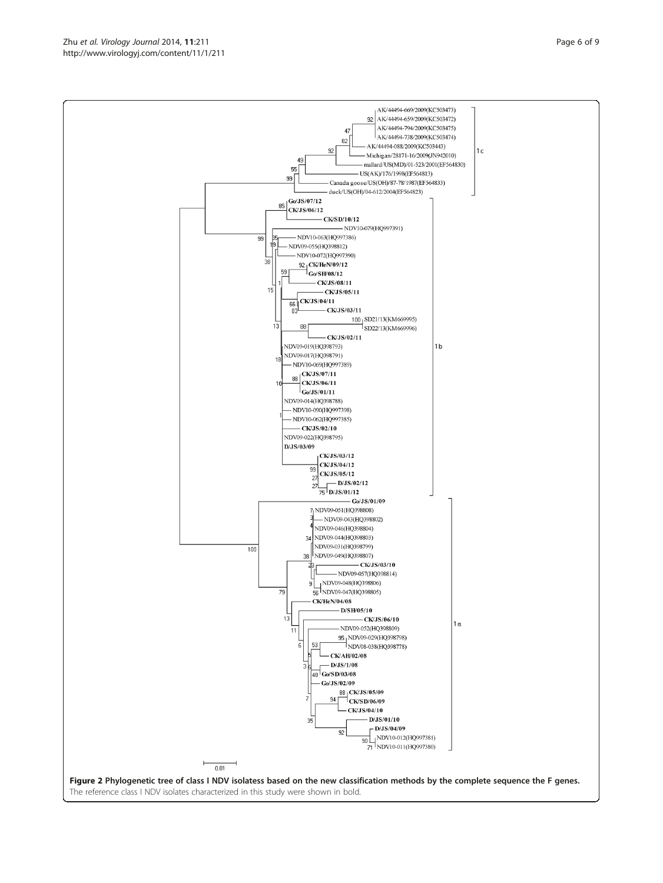**Figure 2 Phylogenetic tree of class I NDV isolatess based on the new classification methods by the complete sequence the F genes.** The reference class I NDV isolates characterized in this study were shown in bold.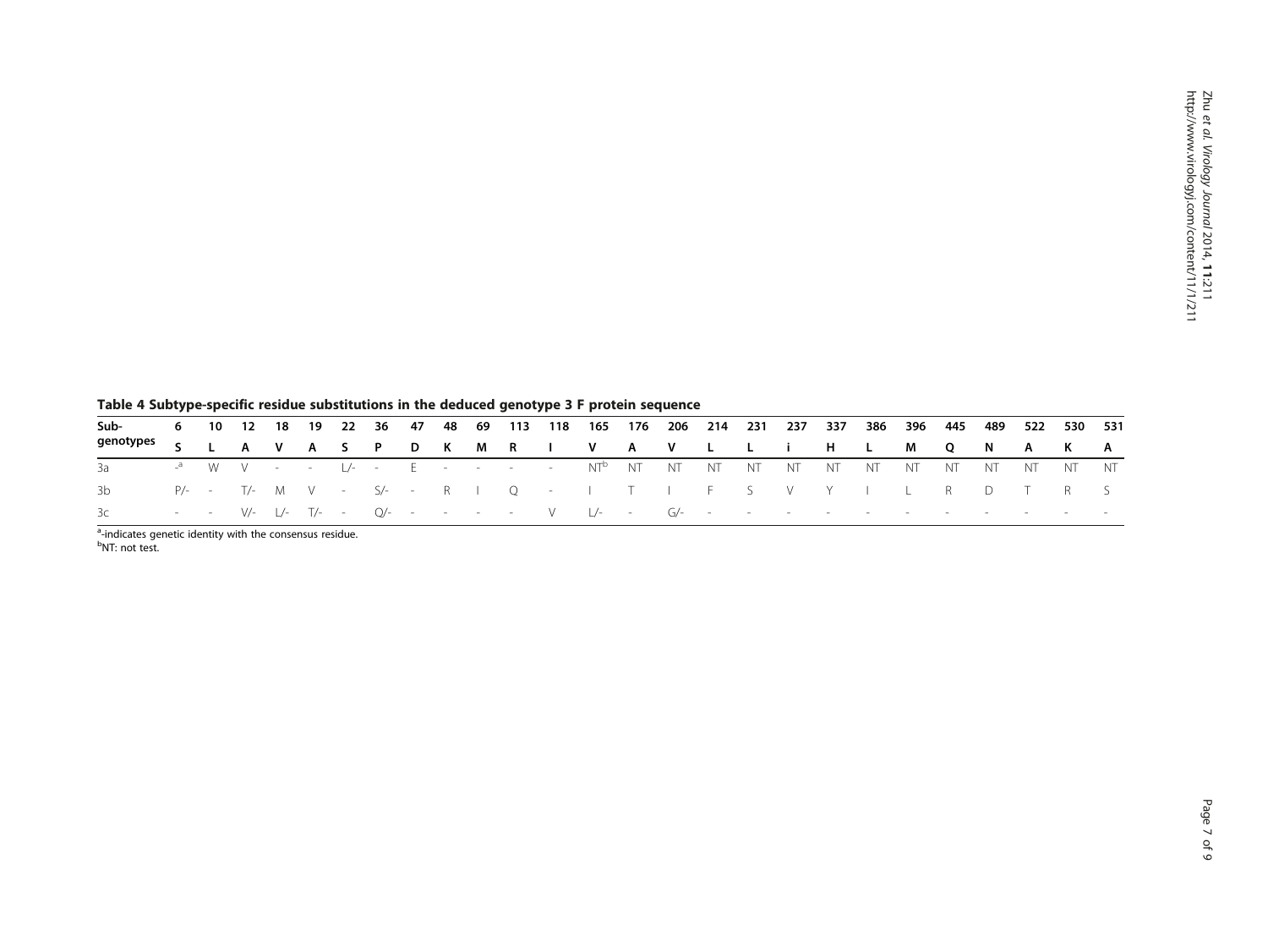**Table 4 Subtype-specific residue substitutions in the deduced genotype 3 F protein sequence**

| Sub-genotypes | 6 | 10 | 12 | 18 | 19 | 22 | 36 | 47 | 48 | 69 | 113 | 118 | 165 | 176 | 206 | 214 | 231 | 237 | 337 | 386 | 396 | 445 | 489 | 522 | 530 | 531 |
|---|---|---|---|---|---|---|---|---|---|---|---|---|---|---|---|---|---|---|---|---|---|---|---|---|---|---|
| | **S** | **L** | **A** | **V** | **A** | **S** | **P** | **D** | **K** | **M** | **R** | **I** | **V** | **A** | **V** | **L** | **L** | **i** | **H** | **L** | **M** | **Q** | **N** | **A** | **K** | **A** |
| 3a | -[a] | W | V | - | - | L/- | - | E | - | - | - | - | NT[b] | NT | NT | NT | NT | NT | NT | NT | NT | NT | NT | NT | NT | NT |
| 3b | P/- | - | T/- | M | V | - | S/- | - | R | I | Q | - | I | T | I | F | S | V | Y | I | L | R | D | T | R | S |
| 3c | - | - | V/- | L/- | T/- | - | Q/- | - | - | - | - | V | L/- | - | G/- | - | - | - | - | - | - | - | - | - | - | - |

[a]-indicates genetic identity with the consensus residue.
[b]NT: not test.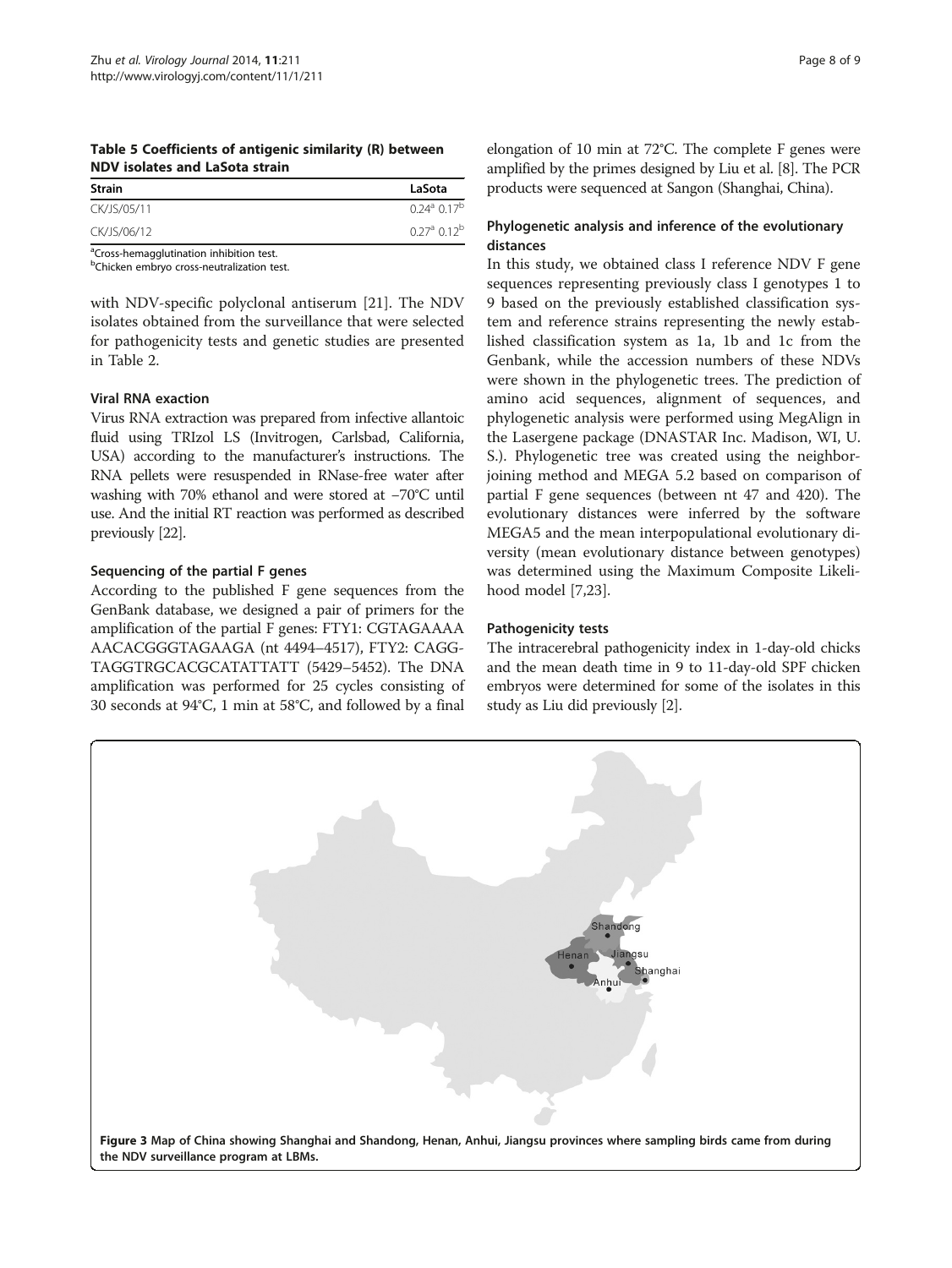**Table 5 Coefficients of antigenic similarity (R) between NDV isolates and LaSota strain**

| Strain | LaSota |
| --- | --- |
| CK/JS/05/11 | 0.24[a] 0.17[b] |
| CK/JS/06/12 | 0.27[a] 0.12[b] |

[a]Cross-hemagglutination inhibition test.
[b]Chicken embryo cross-neutralization test.

with NDV-specific polyclonal antiserum [21]. The NDV isolates obtained from the surveillance that were selected for pathogenicity tests and genetic studies are presented in Table 2.

### Viral RNA exaction

Virus RNA extraction was prepared from infective allantoic fluid using TRIzol LS (Invitrogen, Carlsbad, California, USA) according to the manufacturer's instructions. The RNA pellets were resuspended in RNase-free water after washing with 70% ethanol and were stored at −70°C until use. And the initial RT reaction was performed as described previously [22].

### Sequencing of the partial F genes

According to the published F gene sequences from the GenBank database, we designed a pair of primers for the amplification of the partial F genes: FTY1: CGTAGAAAA AACACGGGTAGAAGA (nt 4494–4517), FTY2: CAGG-TAGGTRGCACGCATATTATT (5429–5452). The DNA amplification was performed for 25 cycles consisting of 30 seconds at 94°C, 1 min at 58°C, and followed by a final elongation of 10 min at 72°C. The complete F genes were amplified by the primes designed by Liu et al. [8]. The PCR products were sequenced at Sangon (Shanghai, China).

### Phylogenetic analysis and inference of the evolutionary distances

In this study, we obtained class I reference NDV F gene sequences representing previously class I genotypes 1 to 9 based on the previously established classification system and reference strains representing the newly established classification system as 1a, 1b and 1c from the Genbank, while the accession numbers of these NDVs were shown in the phylogenetic trees. The prediction of amino acid sequences, alignment of sequences, and phylogenetic analysis were performed using MegAlign in the Lasergene package (DNASTAR Inc. Madison, WI, U. S.). Phylogenetic tree was created using the neighbor-joining method and MEGA 5.2 based on comparison of partial F gene sequences (between nt 47 and 420). The evolutionary distances were inferred by the software MEGA5 and the mean interpopulational evolutionary diversity (mean evolutionary distance between genotypes) was determined using the Maximum Composite Likelihood model [7,23].

### Pathogenicity tests

The intracerebral pathogenicity index in 1-day-old chicks and the mean death time in 9 to 11-day-old SPF chicken embryos were determined for some of the isolates in this study as Liu did previously [2].

**Figure 3** Map of China showing Shanghai and Shandong, Henan, Anhui, Jiangsu provinces where sampling birds came from during the NDV surveillance program at LBMs.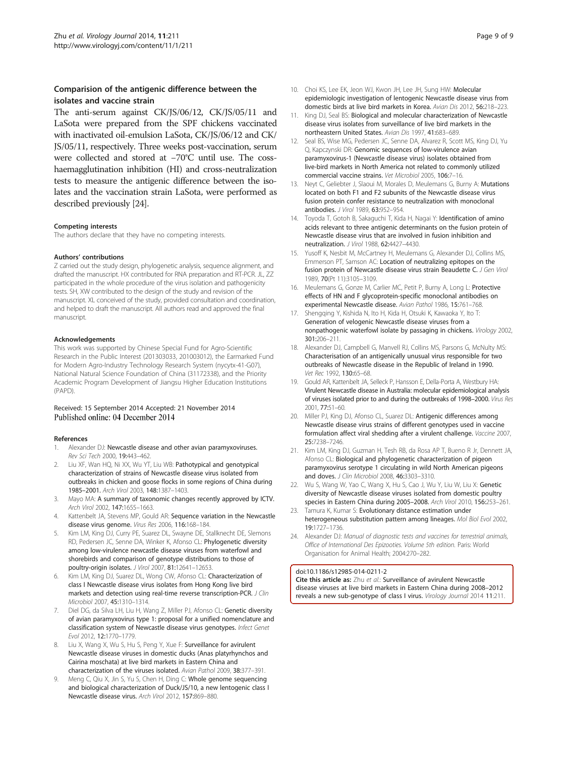### Comparision of the antigenic difference between the isolates and vaccine strain

The anti-serum against CK/JS/06/12, CK/JS/05/11 and LaSota were prepared from the SPF chickens vaccinated with inactivated oil-emulsion LaSota, CK/JS/06/12 and CK/JS/05/11, respectively. Three weeks post-vaccination, serum were collected and stored at −70°C until use. The coss-haemagglutination inhibition (HI) and cross-neutralization tests to measure the antigenic difference between the isolates and the vaccination strain LaSota, were performed as described previously [24].

#### Competing interests

The authors declare that they have no competing interests.

#### Authors' contributions

Z carried out the study design, phylogenetic analysis, sequence alignment, and drafted the manuscript. HX contributed for RNA preparation and RT-PCR. JL, ZZ participated in the whole procedure of the virus isolation and pathogenicity tests. SH, XW contributed to the design of the study and revision of the manuscript. XL conceived of the study, provided consultation and coordination, and helped to draft the manuscript. All authors read and approved the final manuscript.

#### Acknowledgements

This work was supported by Chinese Special Fund for Agro-Scientific Research in the Public Interest (201303033, 201003012), the Earmarked Fund for Modern Agro-Industry Technology Research System (nycytx-41-G07), National Natural Science Foundation of China (31172338), and the Priority Academic Program Development of Jiangsu Higher Education Institutions (PAPD).

Received: 15 September 2014 Accepted: 21 November 2014
Published online: 04 December 2014

#### References

1. Alexander DJ: **Newcastle disease and other avian paramyxoviruses.** *Rev Sci Tech* 2000, **19**:443–462.
2. Liu XF, Wan HQ, Ni XX, Wu YT, Liu WB: **Pathotypical and genotypical characterization of strains of Newcastle disease virus isolated from outbreaks in chicken and goose flocks in some regions of China during 1985–2001.** *Arch Virol* 2003, **148**:1387–1403.
3. Mayo MA: **A summary of taxonomic changes recently approved by ICTV.** *Arch Virol* 2002, **147**:1655–1663.
4. Kattenbelt JA, Stevens MP, Gould AR: **Sequence variation in the Newcastle disease virus genome.** *Virus Res* 2006, **116**:168–184.
5. Kim LM, King DJ, Curry PE, Suarez DL, Swayne DE, Stallknecht DE, Slemons RD, Pedersen JC, Senne DA, Winker K, Afonso CL: **Phylogenetic diversity among low-virulence newcastle disease viruses from waterfowl and shorebirds and comparison of genotype distributions to those of poultry-origin isolates.** *J Virol* 2007, **81**:12641–12653.
6. Kim LM, King DJ, Suarez DL, Wong CW, Afonso CL: **Characterization of class I Newcastle disease virus isolates from Hong Kong live bird markets and detection using real-time reverse transcription-PCR.** *J Clin Microbiol* 2007, **45**:1310–1314.
7. Diel DG, da Silva LH, Liu H, Wang Z, Miller PJ, Afonso CL: **Genetic diversity of avian paramyxovirus type 1: proposal for a unified nomenclature and classification system of Newcastle disease virus genotypes.** *Infect Genet Evol* 2012, **12**:1770–1779.
8. Liu X, Wang X, Wu S, Hu S, Peng Y, Xue F: **Surveillance for avirulent Newcastle disease viruses in domestic ducks (Anas platyrhynchos and Cairina moschata) at live bird markets in Eastern China and characterization of the viruses isolated.** *Avian Pathol* 2009, **38**:377–391.
9. Meng C, Qiu X, Jin S, Yu S, Chen H, Ding C: **Whole genome sequencing and biological characterization of Duck/JS/10, a new lentogenic class I Newcastle disease virus.** *Arch Virol* 2012, **157**:869–880.
10. Choi KS, Lee EK, Jeon WJ, Kwon JH, Lee JH, Sung HW: **Molecular epidemiologic investigation of lentogenic Newcastle disease virus from domestic birds at live bird markets in Korea.** *Avian Dis* 2012, **56**:218–223.
11. King DJ, Seal BS: **Biological and molecular characterization of Newcastle disease virus isolates from surveillance of live bird markets in the northeastern United States.** *Avian Dis* 1997, **41**:683–689.
12. Seal BS, Wise MG, Pedersen JC, Senne DA, Alvarez R, Scott MS, King DJ, Yu Q, Kapczynski DR: **Genomic sequences of low-virulence avian paramyxovirus-1 (Newcastle disease virus) isolates obtained from live-bird markets in North America not related to commonly utilized commercial vaccine strains.** *Vet Microbiol* 2005, **106**:7–16.
13. Neyt C, Geliebter J, Slaoui M, Morales D, Meulemans G, Burny A: **Mutations located on both F1 and F2 subunits of the Newcastle disease virus fusion protein confer resistance to neutralization with monoclonal antibodies.** *J Virol* 1989, **63**:952–954.
14. Toyoda T, Gotoh B, Sakaguchi T, Kida H, Nagai Y: **Identification of amino acids relevant to three antigenic determinants on the fusion protein of Newcastle disease virus that are involved in fusion inhibition and neutralization.** *J Virol* 1988, **62**:4427–4430.
15. Yusoff K, Nesbit M, McCartney H, Meulemans G, Alexander DJ, Collins MS, Emmerson PT, Samson AC: **Location of neutralizing epitopes on the fusion protein of Newcastle disease virus strain Beaudette C.** *J Gen Virol* 1989, **70**(Pt 11):3105–3109.
16. Meulemans G, Gonze M, Carlier MC, Petit P, Burny A, Long L: **Protective effects of HN and F glycoprotein-specific monoclonal antibodies on experimental Newcastle disease.** *Avian Pathol* 1986, **15**:761–768.
17. Shengqing Y, Kishida N, Ito H, Kida H, Otsuki K, Kawaoka Y, Ito T: **Generation of velogenic Newcastle disease viruses from a nonpathogenic waterfowl isolate by passaging in chickens.** *Virology* 2002, **301**:206–211.
18. Alexander DJ, Campbell G, Manvell RJ, Collins MS, Parsons G, McNulty MS: **Characterisation of an antigenically unusual virus responsible for two outbreaks of Newcastle disease in the Republic of Ireland in 1990.** *Vet Rec* 1992, **130**:65–68.
19. Gould AR, Kattenbelt JA, Selleck P, Hansson E, Della-Porta A, Westbury HA: **Virulent Newcastle disease in Australia: molecular epidemiological analysis of viruses isolated prior to and during the outbreaks of 1998–2000.** *Virus Res* 2001, **77**:51–60.
20. Miller PJ, King DJ, Afonso CL, Suarez DL: **Antigenic differences among Newcastle disease virus strains of different genotypes used in vaccine formulation affect viral shedding after a virulent challenge.** *Vaccine* 2007, **25**:7238–7246.
21. Kim LM, King DJ, Guzman H, Tesh RB, da Rosa AP T, Bueno R Jr, Dennett JA, Afonso CL: **Biological and phylogenetic characterization of pigeon paramyxovirus serotype 1 circulating in wild North American pigeons and doves.** *J Clin Microbiol* 2008, **46**:3303–3310.
22. Wu S, Wang W, Yao C, Wang X, Hu S, Cao J, Wu Y, Liu W, Liu X: **Genetic diversity of Newcastle disease viruses isolated from domestic poultry species in Eastern China during 2005–2008.** *Arch Virol* 2010, **156**:253–261.
23. Tamura K, Kumar S: **Evolutionary distance estimation under heterogeneous substitution pattern among lineages.** *Mol Biol Evol* 2002, **19**:1727–1736.
24. Alexander DJ: *Manual of diagnostic tests and vaccines for terrestrial animals, Office of International Des Epizooties. Volume 5th edition.* Paris: World Organisation for Animal Health; 2004:270–282.

doi:10.1186/s12985-014-0211-2
**Cite this article as:** Zhu *et al.*: Surveillance of avirulent Newcastle disease viruses at live bird markets in Eastern China during 2008–2012 reveals a new sub-genotype of class I virus. *Virology Journal* 2014 **11**:211.